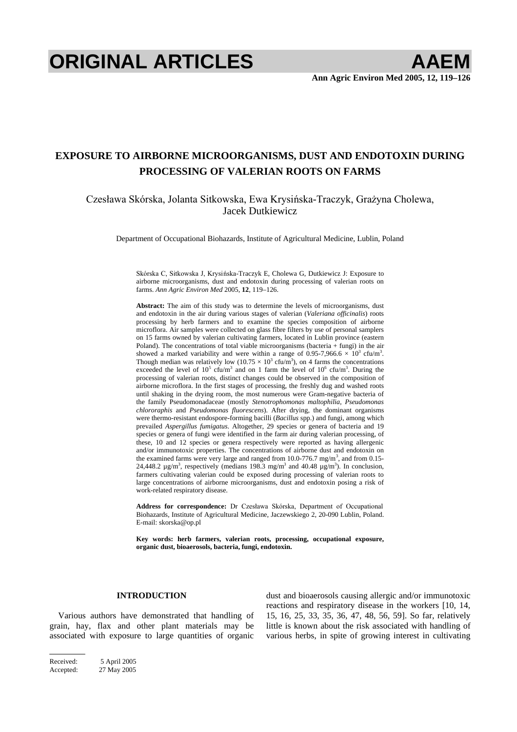# EXPOSURE TO AIRBORNE MICROORGANISMS, DUST AND ENDOTOXIN DURING PROCESSING OF VALERIAN ROOTS ON FARMS

Czesława Skórska, Jolanta Sitkowska, Ewa Krysińska-Traczyk, Grażyna Cholewa, Jacek Dutkiewicz

Department of Occupational Biohazards, Institute of Agricultural Medicine, Lublin, Poland

Skórska C, Sitkowska J, Krysińska-Traczyk E, Cholewa G, Dutkiewicz J: Exposure to airborne microorganisms, dust and endotoxin during processing of valerian roots on farms. *Ann Agric Environ Med* 2005, **12**, 119–126.

**Abstract:** The aim of this study was to determine the levels of microorganisms, dust and endotoxin in the air during various stages of valerian (*Valeriana officinalis*) roots processing by herb farmers and to examine the species composition of airborne microflora. Air samples were collected on glass fibre filters by use of personal samplers on 15 farms owned by valerian cultivating farmers, located in Lublin province (eastern Poland). The concentrations of total viable microorganisms (bacteria + fungi) in the air showed a marked variability and were within a range of 0.95-7,966.6 × $10^3$ cfu/$m^3$. Though median was relatively low (10.75 × $10^3$ cfu/$m^3$), on 4 farms the concentrations exceeded the level of $10^5$ cfu/$m^3$ and on 1 farm the level of $10^6$ cfu/$m^3$. During the processing of valerian roots, distinct changes could be observed in the composition of airborne microflora. In the first stages of processing, the freshly dug and washed roots until shaking in the drying room, the most numerous were Gram-negative bacteria of the family Pseudomonadaceae (mostly *Stenotrophomonas maltophilia*, *Pseudomonas chlororaphis* and *Pseudomonas fluorescens*). After drying, the dominant organisms were thermo-resistant endospore-forming bacilli (*Bacillus* spp.) and fungi, among which prevailed *Aspergillus fumigatus*. Altogether, 29 species or genera of bacteria and 19 species or genera of fungi were identified in the farm air during valerian processing, of these, 10 and 12 species or genera respectively were reported as having allergenic and/or immunotoxic properties. The concentrations of airborne dust and endotoxin on the examined farms were very large and ranged from 10.0-776.7 mg/$m^3$, and from 0.15-24,448.2 µg/$m^3$, respectively (medians 198.3 mg/$m^3$ and 40.48 µg/$m^3$). In conclusion, farmers cultivating valerian could be exposed during processing of valerian roots to large concentrations of airborne microorganisms, dust and endotoxin posing a risk of work-related respiratory disease.

**Address for correspondence:** Dr Czesława Skórska, Department of Occupational Biohazards, Institute of Agricultural Medicine, Jaczewskiego 2, 20-090 Lublin, Poland. E-mail: skorska@op.pl

**Key words: herb farmers, valerian roots, processing, occupational exposure, organic dust, bioaerosols, bacteria, fungi, endotoxin.**

## INTRODUCTION

Various authors have demonstrated that handling of grain, hay, flax and other plant materials may be associated with exposure to large quantities of organic dust and bioaerosols causing allergic and/or immunotoxic reactions and respiratory disease in the workers [10, 14, 15, 16, 25, 33, 35, 36, 47, 48, 56, 59]. So far, relatively little is known about the risk associated with handling of various herbs, in spite of growing interest in cultivating

Received: 5 April 2005
Accepted: 27 May 2005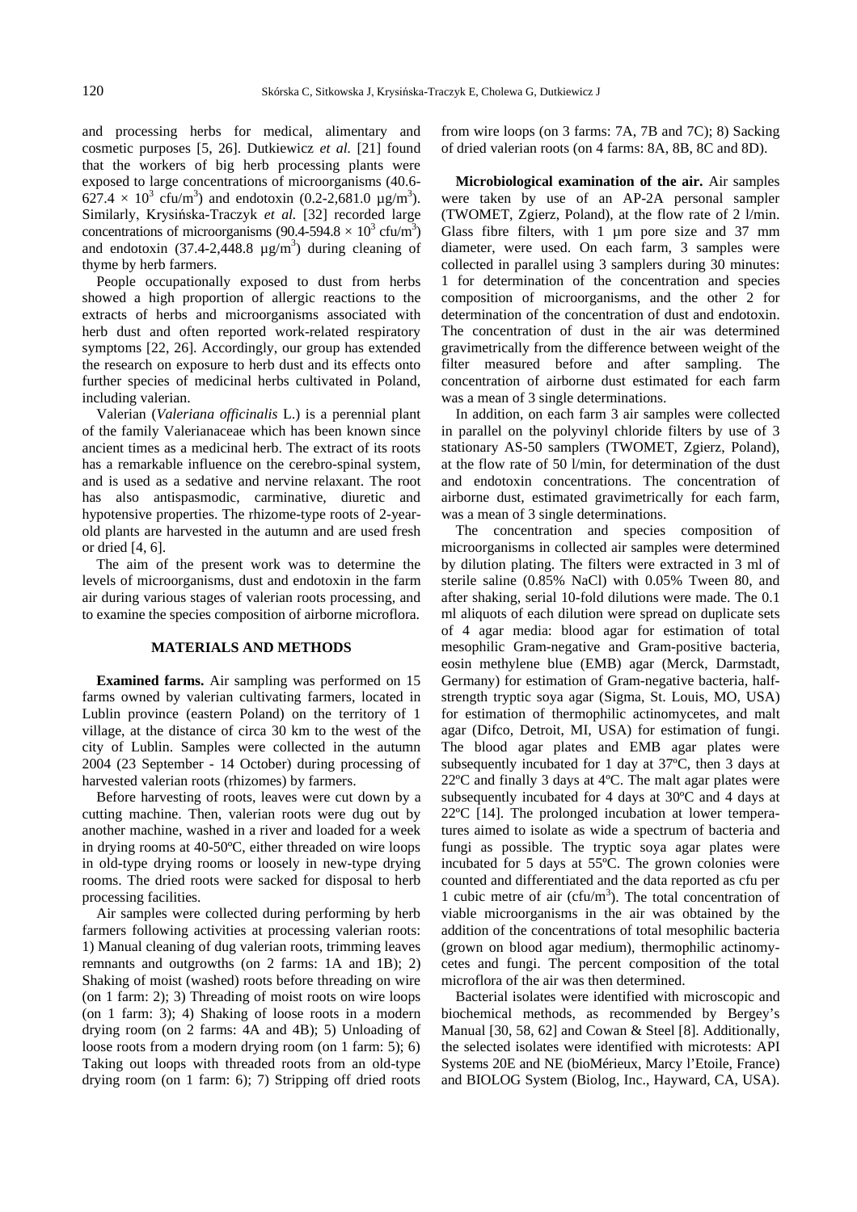and processing herbs for medical, alimentary and cosmetic purposes [5, 26]. Dutkiewicz *et al.* [21] found that the workers of big herb processing plants were exposed to large concentrations of microorganisms (40.6-627.4 × $10^3$ cfu/$m^3$) and endotoxin (0.2-2,681.0 µg/$m^3$). Similarly, Krysińska-Traczyk *et al.* [32] recorded large concentrations of microorganisms (90.4-594.8 × $10^3$ cfu/$m^3$) and endotoxin (37.4-2,448.8 µg/$m^3$) during cleaning of thyme by herb farmers.

People occupationally exposed to dust from herbs showed a high proportion of allergic reactions to the extracts of herbs and microorganisms associated with herb dust and often reported work-related respiratory symptoms [22, 26]. Accordingly, our group has extended the research on exposure to herb dust and its effects onto further species of medicinal herbs cultivated in Poland, including valerian.

Valerian (*Valeriana officinalis* L.) is a perennial plant of the family Valerianaceae which has been known since ancient times as a medicinal herb. The extract of its roots has a remarkable influence on the cerebro-spinal system, and is used as a sedative and nervine relaxant. The root has also antispasmodic, carminative, diuretic and hypotensive properties. The rhizome-type roots of 2-year-old plants are harvested in the autumn and are used fresh or dried [4, 6].

The aim of the present work was to determine the levels of microorganisms, dust and endotoxin in the farm air during various stages of valerian roots processing, and to examine the species composition of airborne microflora.

## MATERIALS AND METHODS

**Examined farms.** Air sampling was performed on 15 farms owned by valerian cultivating farmers, located in Lublin province (eastern Poland) on the territory of 1 village, at the distance of circa 30 km to the west of the city of Lublin. Samples were collected in the autumn 2004 (23 September - 14 October) during processing of harvested valerian roots (rhizomes) by farmers.

Before harvesting of roots, leaves were cut down by a cutting machine. Then, valerian roots were dug out by another machine, washed in a river and loaded for a week in drying rooms at 40-50ºC, either threaded on wire loops in old-type drying rooms or loosely in new-type drying rooms. The dried roots were sacked for disposal to herb processing facilities.

Air samples were collected during performing by herb farmers following activities at processing valerian roots: 1) Manual cleaning of dug valerian roots, trimming leaves remnants and outgrowths (on 2 farms: 1A and 1B); 2) Shaking of moist (washed) roots before threading on wire (on 1 farm: 2); 3) Threading of moist roots on wire loops (on 1 farm: 3); 4) Shaking of loose roots in a modern drying room (on 2 farms: 4A and 4B); 5) Unloading of loose roots from a modern drying room (on 1 farm: 5); 6) Taking out loops with threaded roots from an old-type drying room (on 1 farm: 6); 7) Stripping off dried roots from wire loops (on 3 farms: 7A, 7B and 7C); 8) Sacking of dried valerian roots (on 4 farms: 8A, 8B, 8C and 8D).

**Microbiological examination of the air.** Air samples were taken by use of an AP-2A personal sampler (TWOMET, Zgierz, Poland), at the flow rate of 2 l/min. Glass fibre filters, with 1 µm pore size and 37 mm diameter, were used. On each farm, 3 samples were collected in parallel using 3 samplers during 30 minutes: 1 for determination of the concentration and species composition of microorganisms, and the other 2 for determination of the concentration of dust and endotoxin. The concentration of dust in the air was determined gravimetrically from the difference between weight of the filter measured before and after sampling. The concentration of airborne dust estimated for each farm was a mean of 3 single determinations.

In addition, on each farm 3 air samples were collected in parallel on the polyvinyl chloride filters by use of 3 stationary AS-50 samplers (TWOMET, Zgierz, Poland), at the flow rate of 50 l/min, for determination of the dust and endotoxin concentrations. The concentration of airborne dust, estimated gravimetrically for each farm, was a mean of 3 single determinations.

The concentration and species composition of microorganisms in collected air samples were determined by dilution plating. The filters were extracted in 3 ml of sterile saline (0.85% NaCl) with 0.05% Tween 80, and after shaking, serial 10-fold dilutions were made. The 0.1 ml aliquots of each dilution were spread on duplicate sets of 4 agar media: blood agar for estimation of total mesophilic Gram-negative and Gram-positive bacteria, eosin methylene blue (EMB) agar (Merck, Darmstadt, Germany) for estimation of Gram-negative bacteria, half-strength tryptic soya agar (Sigma, St. Louis, MO, USA) for estimation of thermophilic actinomycetes, and malt agar (Difco, Detroit, MI, USA) for estimation of fungi. The blood agar plates and EMB agar plates were subsequently incubated for 1 day at 37ºC, then 3 days at 22ºC and finally 3 days at 4ºC. The malt agar plates were subsequently incubated for 4 days at 30ºC and 4 days at 22ºC [14]. The prolonged incubation at lower temperatures aimed to isolate as wide a spectrum of bacteria and fungi as possible. The tryptic soya agar plates were incubated for 5 days at 55ºC. The grown colonies were counted and differentiated and the data reported as cfu per 1 cubic metre of air (cfu/$m^3$). The total concentration of viable microorganisms in the air was obtained by the addition of the concentrations of total mesophilic bacteria (grown on blood agar medium), thermophilic actinomycetes and fungi. The percent composition of the total microflora of the air was then determined.

Bacterial isolates were identified with microscopic and biochemical methods, as recommended by Bergey's Manual [30, 58, 62] and Cowan & Steel [8]. Additionally, the selected isolates were identified with microtests: API Systems 20E and NE (bioMérieux, Marcy l'Etoile, France) and BIOLOG System (Biolog, Inc., Hayward, CA, USA).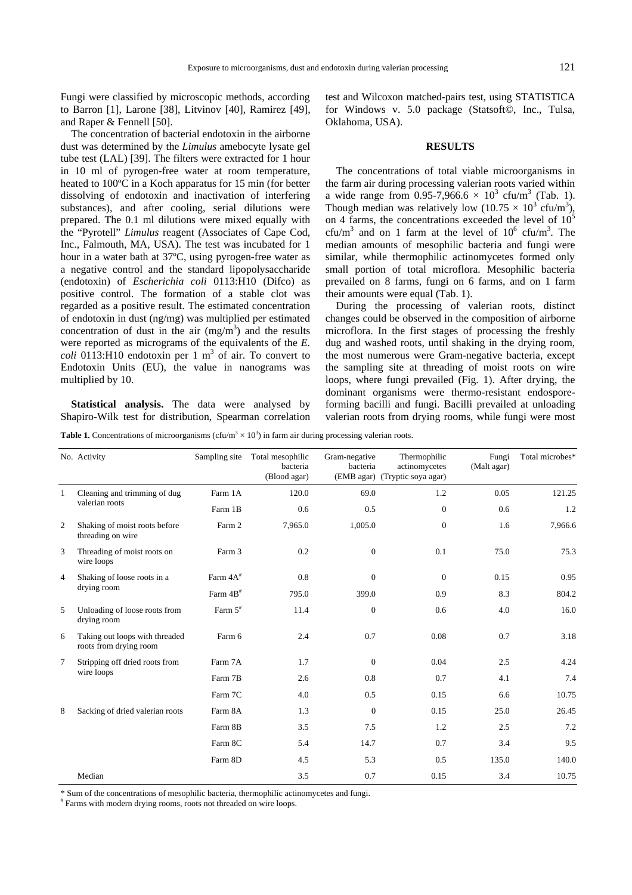Fungi were classified by microscopic methods, according to Barron [1], Larone [38], Litvinov [40], Ramirez [49], and Raper & Fennell [50].

The concentration of bacterial endotoxin in the airborne dust was determined by the *Limulus* amebocyte lysate gel tube test (LAL) [39]. The filters were extracted for 1 hour in 10 ml of pyrogen-free water at room temperature, heated to 100ºC in a Koch apparatus for 15 min (for better dissolving of endotoxin and inactivation of interfering substances), and after cooling, serial dilutions were prepared. The 0.1 ml dilutions were mixed equally with the "Pyrotell" *Limulus* reagent (Associates of Cape Cod, Inc., Falmouth, MA, USA). The test was incubated for 1 hour in a water bath at 37ºC, using pyrogen-free water as a negative control and the standard lipopolysaccharide (endotoxin) of *Escherichia coli* 0113:H10 (Difco) as positive control. The formation of a stable clot was regarded as a positive result. The estimated concentration of endotoxin in dust (ng/mg) was multiplied per estimated concentration of dust in the air (mg/m$^3$) and the results were reported as micrograms of the equivalents of the *E. coli* 0113:H10 endotoxin per 1 m$^3$ of air. To convert to Endotoxin Units (EU), the value in nanograms was multiplied by 10.

**Statistical analysis.** The data were analysed by Shapiro-Wilk test for distribution, Spearman correlation test and Wilcoxon matched-pairs test, using STATISTICA for Windows v. 5.0 package (Statsoft©, Inc., Tulsa, Oklahoma, USA).

## RESULTS

The concentrations of total viable microorganisms in the farm air during processing valerian roots varied within a wide range from 0.95-7,966.6 × 10$^3$ cfu/m$^3$ (Tab. 1). Though median was relatively low (10.75 × 10$^3$ cfu/m$^3$), on 4 farms, the concentrations exceeded the level of 10$^5$ cfu/m$^3$ and on 1 farm at the level of 10$^6$ cfu/m$^3$. The median amounts of mesophilic bacteria and fungi were similar, while thermophilic actinomycetes formed only small portion of total microflora. Mesophilic bacteria prevailed on 8 farms, fungi on 6 farms, and on 1 farm their amounts were equal (Tab. 1).

During the processing of valerian roots, distinct changes could be observed in the composition of airborne microflora. In the first stages of processing the freshly dug and washed roots, until shaking in the drying room, the most numerous were Gram-negative bacteria, except the sampling site at threading of moist roots on wire loops, where fungi prevailed (Fig. 1). After drying, the dominant organisms were thermo-resistant endospore-forming bacilli and fungi. Bacilli prevailed at unloading valerian roots from drying rooms, while fungi were most

**Table 1.** Concentrations of microorganisms (cfu/m$^3$ × 10$^3$) in farm air during processing valerian roots.

| No. | Activity | Sampling site | Total mesophilic bacteria (Blood agar) | Gram-negative bacteria (EMB agar) | Thermophilic actinomycetes (Tryptic soya agar) | Fungi (Malt agar) | Total microbes* |
|---|---|---|---|---|---|---|---|
| 1 | Cleaning and trimming of dug valerian roots | Farm 1A | 120.0 | 69.0 | 1.2 | 0.05 | 121.25 |
| | | Farm 1B | 0.6 | 0.5 | 0 | 0.6 | 1.2 |
| 2 | Shaking of moist roots before threading on wire | Farm 2 | 7,965.0 | 1,005.0 | 0 | 1.6 | 7,966.6 |
| 3 | Threading of moist roots on wire loops | Farm 3 | 0.2 | 0 | 0.1 | 75.0 | 75.3 |
| 4 | Shaking of loose roots in a drying room | Farm 4A# | 0.8 | 0 | 0 | 0.15 | 0.95 |
| | | Farm 4B# | 795.0 | 399.0 | 0.9 | 8.3 | 804.2 |
| 5 | Unloading of loose roots from drying room | Farm 5# | 11.4 | 0 | 0.6 | 4.0 | 16.0 |
| 6 | Taking out loops with threaded roots from drying room | Farm 6 | 2.4 | 0.7 | 0.08 | 0.7 | 3.18 |
| 7 | Stripping off dried roots from wire loops | Farm 7A | 1.7 | 0 | 0.04 | 2.5 | 4.24 |
| | | Farm 7B | 2.6 | 0.8 | 0.7 | 4.1 | 7.4 |
| | | Farm 7C | 4.0 | 0.5 | 0.15 | 6.6 | 10.75 |
| 8 | Sacking of dried valerian roots | Farm 8A | 1.3 | 0 | 0.15 | 25.0 | 26.45 |
| | | Farm 8B | 3.5 | 7.5 | 1.2 | 2.5 | 7.2 |
| | | Farm 8C | 5.4 | 14.7 | 0.7 | 3.4 | 9.5 |
| | | Farm 8D | 4.5 | 5.3 | 0.5 | 135.0 | 140.0 |
| | Median | | 3.5 | 0.7 | 0.15 | 3.4 | 10.75 |

\* Sum of the concentrations of mesophilic bacteria, thermophilic actinomycetes and fungi.
# Farms with modern drying rooms, roots not threaded on wire loops.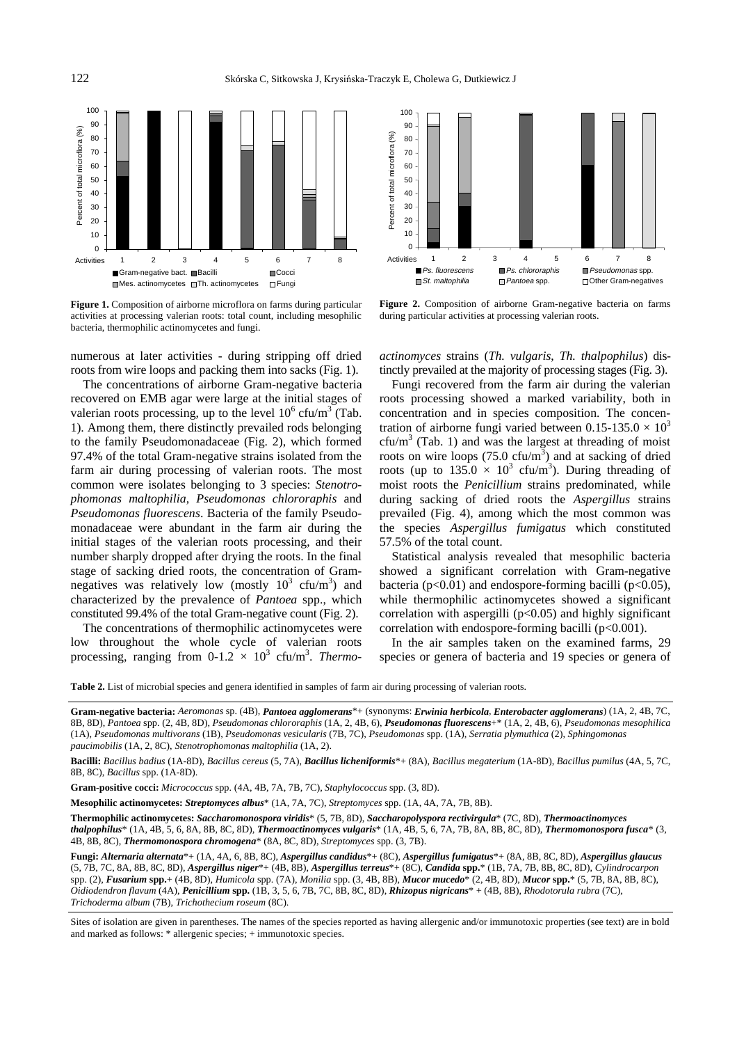**Figure 1.** Composition of airborne microflora on farms during particular activities at processing valerian roots: total count, including mesophilic bacteria, thermophilic actinomycetes and fungi.

**Figure 2.** Composition of airborne Gram-negative bacteria on farms during particular activities at processing valerian roots.

numerous at later activities - during stripping off dried roots from wire loops and packing them into sacks (Fig. 1).

The concentrations of airborne Gram-negative bacteria recovered on EMB agar were large at the initial stages of valerian roots processing, up to the level $10^6$ cfu/m$^3$ (Tab. 1). Among them, there distinctly prevailed rods belonging to the family Pseudomonadaceae (Fig. 2), which formed 97.4% of the total Gram-negative strains isolated from the farm air during processing of valerian roots. The most common were isolates belonging to 3 species: *Stenotrophomonas maltophilia*, *Pseudomonas chlororaphis* and *Pseudomonas fluorescens*. Bacteria of the family Pseudomonadaceae were abundant in the farm air during the initial stages of the valerian roots processing, and their number sharply dropped after drying the roots. In the final stage of sacking dried roots, the concentration of Gram-negatives was relatively low (mostly $10^3$ cfu/m$^3$) and characterized by the prevalence of *Pantoea* spp., which constituted 99.4% of the total Gram-negative count (Fig. 2).

The concentrations of thermophilic actinomycetes were low throughout the whole cycle of valerian roots processing, ranging from 0-1.2 × $10^3$ cfu/m$^3$. *Thermoactinomyces* strains (*Th. vulgaris*, *Th. thalpophilus*) distinctly prevailed at the majority of processing stages (Fig. 3).

Fungi recovered from the farm air during the valerian roots processing showed a marked variability, both in concentration and in species composition. The concentration of airborne fungi varied between 0.15-135.0 × $10^3$ cfu/m$^3$ (Tab. 1) and was the largest at threading of moist roots on wire loops (75.0 cfu/m$^3$) and at sacking of dried roots (up to 135.0 × $10^3$ cfu/m$^3$). During threading of moist roots the *Penicillium* strains predominated, while during sacking of dried roots the *Aspergillus* strains prevailed (Fig. 4), among which the most common was the species *Aspergillus fumigatus* which constituted 57.5% of the total count.

Statistical analysis revealed that mesophilic bacteria showed a significant correlation with Gram-negative bacteria ($p<0.01$) and endospore-forming bacilli ($p<0.05$), while thermophilic actinomycetes showed a significant correlation with aspergilli ($p<0.05$) and highly significant correlation with endospore-forming bacilli ($p<0.001$).

In the air samples taken on the examined farms, 29 species or genera of bacteria and 19 species or genera of

**Table 2.** List of microbial species and genera identified in samples of farm air during processing of valerian roots.

**Gram-negative bacteria:** *Aeromonas* sp. (4B), ***Pantoea agglomerans***\*+ (synonyms: ***Erwinia herbicola***, ***Enterobacter agglomerans***) (1A, 2, 4B, 7C, 8B, 8D), *Pantoea* spp. (2, 4B, 8D), *Pseudomonas chlororaphis* (1A, 2, 4B, 6), ***Pseudomonas fluorescens***+\* (1A, 2, 4B, 6), *Pseudomonas mesophilica* (1A), *Pseudomonas multivorans* (1B), *Pseudomonas vesicularis* (7B, 7C), *Pseudomonas* spp. (1A), *Serratia plymuthica* (2), *Sphingomonas paucimobilis* (1A, 2, 8C), *Stenotrophomonas maltophilia* (1A).

**Bacilli:** *Bacillus badius* (1A-8D), *Bacillus cereus* (5, 7A), ***Bacillus licheniformis***\*+ (8A), *Bacillus megaterium* (1A-8D), *Bacillus pumilus* (4A, 5, 7C, 8B, 8C), *Bacillus* spp. (1A-8D).

**Gram-positive cocci:** *Micrococcus* spp. (4A, 4B, 7A, 7B, 7C), *Staphylococcus* spp. (3, 8D).

**Mesophilic actinomycetes:** ***Streptomyces albus***\* (1A, 7A, 7C), *Streptomyces* spp. (1A, 4A, 7A, 7B, 8B).

**Thermophilic actinomycetes:** ***Saccharomonospora viridis***\* (5, 7B, 8D), ***Saccharopolyspora rectivirgula***\* (7C, 8D), ***Thermoactinomyces thalpophilus***\* (1A, 4B, 5, 6, 8A, 8B, 8C, 8D), ***Thermoactinomyces vulgaris***\* (1A, 4B, 5, 6, 7A, 7B, 8A, 8B, 8C, 8D), ***Thermomonospora fusca***\* (3, 4B, 8B, 8C), ***Thermomonospora chromogena***\* (8A, 8C, 8D), *Streptomyces* spp. (3, 7B).

**Fungi:** ***Alternaria alternata***\*+ (1A, 4A, 6, 8B, 8C), ***Aspergillus candidus***\*+ (8C), ***Aspergillus fumigatus***\*+ (8A, 8B, 8C, 8D), ***Aspergillus glaucus*** (5, 7B, 7C, 8A, 8B, 8C, 8D), ***Aspergillus niger***\*+ (4B, 8B), ***Aspergillus terreus***\*+ (8C), ***Candida* spp.**\* (1B, 7A, 7B, 8B, 8C, 8D), *Cylindrocarpon* spp. (2), ***Fusarium* spp.**+ (4B, 8D), *Humicola* spp. (7A), *Monilia* spp. (3, 4B, 8B), ***Mucor mucedo***\* (2, 4B, 8D), ***Mucor* spp.**\* (5, 7B, 8A, 8B, 8C), *Oidiodendron flavum* (4A), ***Penicillium* spp.** (1B, 3, 5, 6, 7B, 7C, 8B, 8C, 8D), ***Rhizopus nigricans***\* + (4B, 8B), *Rhodotorula rubra* (7C), *Trichoderma album* (7B), *Trichothecium roseum* (8C).

Sites of isolation are given in parentheses. The names of the species reported as having allergenic and/or immunotoxic properties (see text) are in bold and marked as follows: \* allergenic species; + immunotoxic species.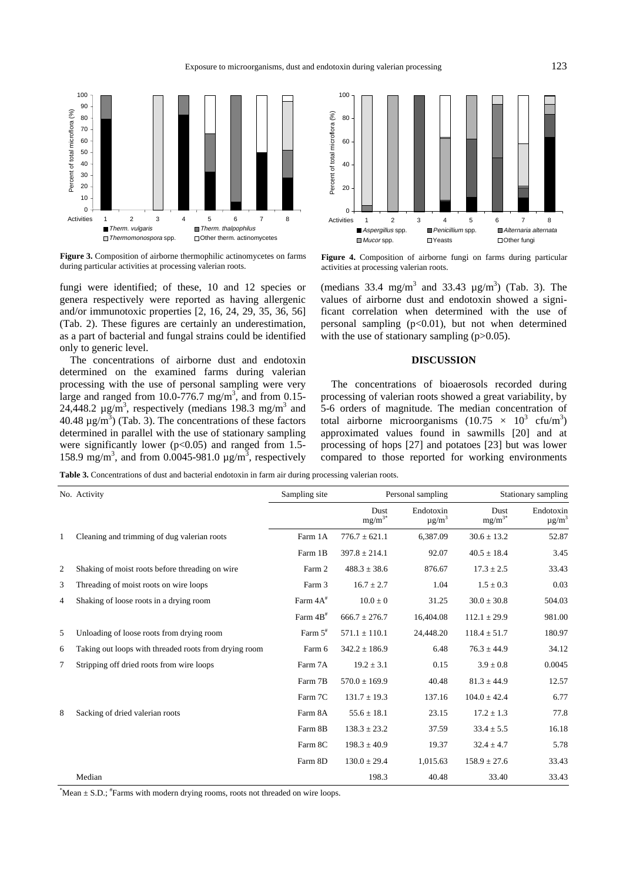**Figure 3.** Composition of airborne thermophilic actinomycetes on farms during particular activities at processing valerian roots.

**Figure 4.** Composition of airborne fungi on farms during particular activities at processing valerian roots.

fungi were identified; of these, 10 and 12 species or genera respectively were reported as having allergenic and/or immunotoxic properties [2, 16, 24, 29, 35, 36, 56] (Tab. 2). These figures are certainly an underestimation, as a part of bacterial and fungal strains could be identified only to generic level.

The concentrations of airborne dust and endotoxin determined on the examined farms during valerian processing with the use of personal sampling were very large and ranged from 10.0-776.7 mg/m$^3$, and from 0.15-24,448.2 µg/m$^3$, respectively (medians 198.3 mg/m$^3$ and 40.48 µg/m$^3$) (Tab. 3). The concentrations of these factors determined in parallel with the use of stationary sampling were significantly lower ($p<0.05$) and ranged from 1.5-158.9 mg/m$^3$, and from 0.0045-981.0 µg/m$^3$, respectively (medians 33.4 mg/m$^3$ and 33.43 µg/m$^3$) (Tab. 3). The values of airborne dust and endotoxin showed a significant correlation when determined with the use of personal sampling ($p<0.01$), but not when determined with the use of stationary sampling ($p>0.05$).

## DISCUSSION

The concentrations of bioaerosols recorded during processing of valerian roots showed a great variability, by 5-6 orders of magnitude. The median concentration of total airborne microorganisms ($10.75 \times 10^3$ cfu/m$^3$) approximated values found in sawmills [20] and at processing of hops [27] and potatoes [23] but was lower compared to those reported for working environments

**Table 3.** Concentrations of dust and bacterial endotoxin in farm air during processing valerian roots.

| No. | Activity | Sampling site | Personal sampling | | Stationary sampling | |
|---|---|---|---|---|---|---|
| | | | Dust mg/m$^3$* | Endotoxin µg/m$^3$ | Dust mg/m$^3$* | Endotoxin µg/m$^3$ |
| 1 | Cleaning and trimming of dug valerian roots | Farm 1A | 776.7 ± 621.1 | 6,387.09 | 30.6 ± 13.2 | 52.87 |
| | | Farm 1B | 397.8 ± 214.1 | 92.07 | 40.5 ± 18.4 | 3.45 |
| 2 | Shaking of moist roots before threading on wire | Farm 2 | 488.3 ± 38.6 | 876.67 | 17.3 ± 2.5 | 33.43 |
| 3 | Threading of moist roots on wire loops | Farm 3 | 16.7 ± 2.7 | 1.04 | 1.5 ± 0.3 | 0.03 |
| 4 | Shaking of loose roots in a drying room | Farm 4A# | 10.0 ± 0 | 31.25 | 30.0 ± 30.8 | 504.03 |
| | | Farm 4B# | 666.7 ± 276.7 | 16,404.08 | 112.1 ± 29.9 | 981.00 |
| 5 | Unloading of loose roots from drying room | Farm 5# | 571.1 ± 110.1 | 24,448.20 | 118.4 ± 51.7 | 180.97 |
| 6 | Taking out loops with threaded roots from drying room | Farm 6 | 342.2 ± 186.9 | 6.48 | 76.3 ± 44.9 | 34.12 |
| 7 | Stripping off dried roots from wire loops | Farm 7A | 19.2 ± 3.1 | 0.15 | 3.9 ± 0.8 | 0.0045 |
| | | Farm 7B | 570.0 ± 169.9 | 40.48 | 81.3 ± 44.9 | 12.57 |
| | | Farm 7C | 131.7 ± 19.3 | 137.16 | 104.0 ± 42.4 | 6.77 |
| 8 | Sacking of dried valerian roots | Farm 8A | 55.6 ± 18.1 | 23.15 | 17.2 ± 1.3 | 77.8 |
| | | Farm 8B | 138.3 ± 23.2 | 37.59 | 33.4 ± 5.5 | 16.18 |
| | | Farm 8C | 198.3 ± 40.9 | 19.37 | 32.4 ± 4.7 | 5.78 |
| | | Farm 8D | 130.0 ± 29.4 | 1,015.63 | 158.9 ± 27.6 | 33.43 |
| | Median | | 198.3 | 40.48 | 33.40 | 33.43 |

*Mean ± S.D.; #Farms with modern drying rooms, roots not threaded on wire loops.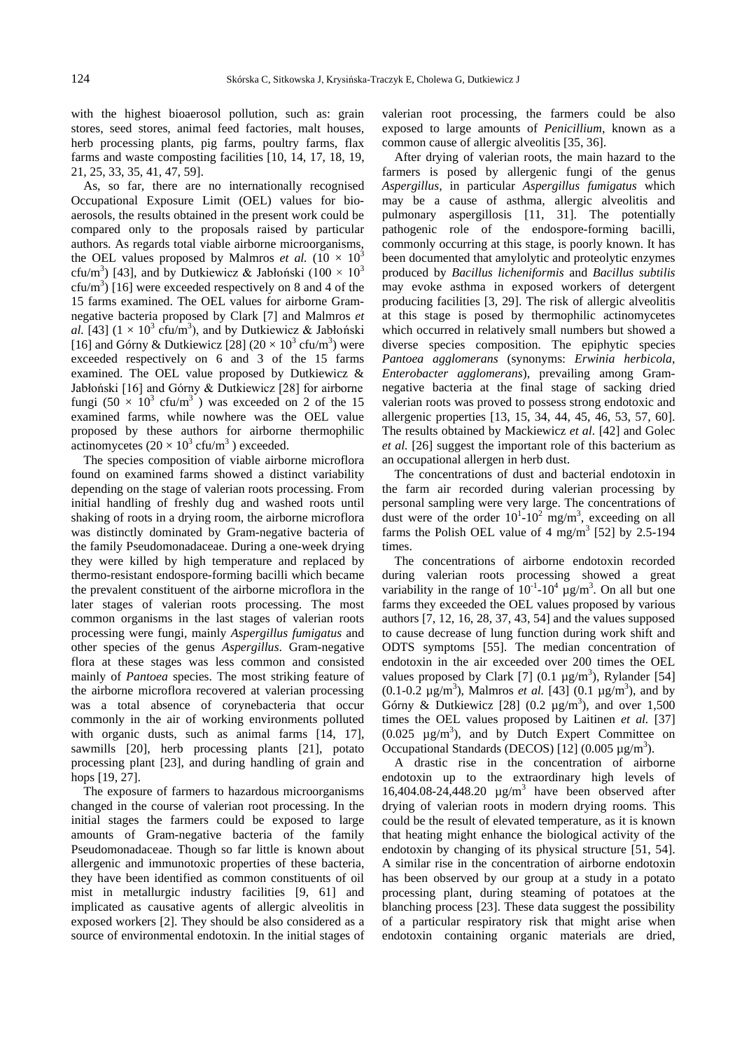with the highest bioaerosol pollution, such as: grain stores, seed stores, animal feed factories, malt houses, herb processing plants, pig farms, poultry farms, flax farms and waste composting facilities [10, 14, 17, 18, 19, 21, 25, 33, 35, 41, 47, 59].

As, so far, there are no internationally recognised Occupational Exposure Limit (OEL) values for bioaerosols, the results obtained in the present work could be compared only to the proposals raised by particular authors. As regards total viable airborne microorganisms, the OEL values proposed by Malmros *et al.* ($10 \times 10^3$ cfu/m$^3$) [43], and by Dutkiewicz & Jabłoński ($100 \times 10^3$ cfu/m$^3$) [16] were exceeded respectively on 8 and 4 of the 15 farms examined. The OEL values for airborne Gram-negative bacteria proposed by Clark [7] and Malmros *et al.* [43] ($1 \times 10^3$ cfu/m$^3$), and by Dutkiewicz & Jabłoński [16] and Górny & Dutkiewicz [28] ($20 \times 10^3$ cfu/m$^3$) were exceeded respectively on 6 and 3 of the 15 farms examined. The OEL value proposed by Dutkiewicz & Jabłoński [16] and Górny & Dutkiewicz [28] for airborne fungi ($50 \times 10^3$ cfu/m$^3$ ) was exceeded on 2 of the 15 examined farms, while nowhere was the OEL value proposed by these authors for airborne thermophilic actinomycetes ($20 \times 10^3$ cfu/m$^3$ ) exceeded.

The species composition of viable airborne microflora found on examined farms showed a distinct variability depending on the stage of valerian roots processing. From initial handling of freshly dug and washed roots until shaking of roots in a drying room, the airborne microflora was distinctly dominated by Gram-negative bacteria of the family Pseudomonadaceae. During a one-week drying they were killed by high temperature and replaced by thermo-resistant endospore-forming bacilli which became the prevalent constituent of the airborne microflora in the later stages of valerian roots processing. The most common organisms in the last stages of valerian roots processing were fungi, mainly *Aspergillus fumigatus* and other species of the genus *Aspergillus*. Gram-negative flora at these stages was less common and consisted mainly of *Pantoea* species. The most striking feature of the airborne microflora recovered at valerian processing was a total absence of corynebacteria that occur commonly in the air of working environments polluted with organic dusts, such as animal farms [14, 17], sawmills [20], herb processing plants [21], potato processing plant [23], and during handling of grain and hops [19, 27].

The exposure of farmers to hazardous microorganisms changed in the course of valerian root processing. In the initial stages the farmers could be exposed to large amounts of Gram-negative bacteria of the family Pseudomonadaceae. Though so far little is known about allergenic and immunotoxic properties of these bacteria, they have been identified as common constituents of oil mist in metallurgic industry facilities [9, 61] and implicated as causative agents of allergic alveolitis in exposed workers [2]. They should be also considered as a source of environmental endotoxin. In the initial stages of valerian root processing, the farmers could be also exposed to large amounts of *Penicillium*, known as a common cause of allergic alveolitis [35, 36].

After drying of valerian roots, the main hazard to the farmers is posed by allergenic fungi of the genus *Aspergillus*, in particular *Aspergillus fumigatus* which may be a cause of asthma, allergic alveolitis and pulmonary aspergillosis [11, 31]. The potentially pathogenic role of the endospore-forming bacilli, commonly occurring at this stage, is poorly known. It has been documented that amylolytic and proteolytic enzymes produced by *Bacillus licheniformis* and *Bacillus subtilis* may evoke asthma in exposed workers of detergent producing facilities [3, 29]. The risk of allergic alveolitis at this stage is posed by thermophilic actinomycetes which occurred in relatively small numbers but showed a diverse species composition. The epiphytic species *Pantoea agglomerans* (synonyms: *Erwinia herbicola*, *Enterobacter agglomerans*), prevailing among Gram-negative bacteria at the final stage of sacking dried valerian roots was proved to possess strong endotoxic and allergenic properties [13, 15, 34, 44, 45, 46, 53, 57, 60]. The results obtained by Mackiewicz *et al.* [42] and Golec *et al.* [26] suggest the important role of this bacterium as an occupational allergen in herb dust.

The concentrations of dust and bacterial endotoxin in the farm air recorded during valerian processing by personal sampling were very large. The concentrations of dust were of the order $10^1$-$10^2$ mg/m$^3$, exceeding on all farms the Polish OEL value of 4 mg/m$^3$ [52] by 2.5-194 times.

The concentrations of airborne endotoxin recorded during valerian roots processing showed a great variability in the range of $10^{-1}$-$10^4$ µg/m$^3$. On all but one farms they exceeded the OEL values proposed by various authors [7, 12, 16, 28, 37, 43, 54] and the values supposed to cause decrease of lung function during work shift and ODTS symptoms [55]. The median concentration of endotoxin in the air exceeded over 200 times the OEL values proposed by Clark [7] (0.1 µg/m$^3$), Rylander [54] (0.1-0.2 µg/m$^3$), Malmros *et al.* [43] (0.1 µg/m$^3$), and by Górny & Dutkiewicz [28] (0.2 µg/m$^3$), and over 1,500 times the OEL values proposed by Laitinen *et al.* [37] (0.025 µg/m$^3$), and by Dutch Expert Committee on Occupational Standards (DECOS) [12] (0.005 µg/m$^3$).

A drastic rise in the concentration of airborne endotoxin up to the extraordinary high levels of 16,404.08-24,448.20 µg/m$^3$ have been observed after drying of valerian roots in modern drying rooms. This could be the result of elevated temperature, as it is known that heating might enhance the biological activity of the endotoxin by changing of its physical structure [51, 54]. A similar rise in the concentration of airborne endotoxin has been observed by our group at a study in a potato processing plant, during steaming of potatoes at the blanching process [23]. These data suggest the possibility of a particular respiratory risk that might arise when endotoxin containing organic materials are dried,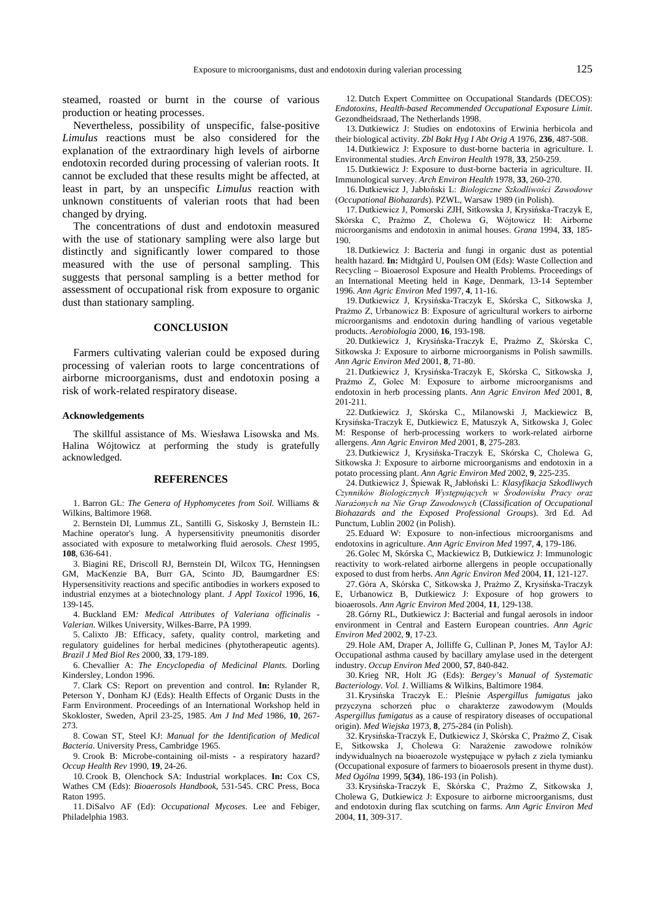steamed, roasted or burnt in the course of various production or heating processes.

Nevertheless, possibility of unspecific, false-positive *Limulus* reactions must be also considered for the explanation of the extraordinary high levels of airborne endotoxin recorded during processing of valerian roots. It cannot be excluded that these results might be affected, at least in part, by an unspecific *Limulus* reaction with unknown constituents of valerian roots that had been changed by drying.

The concentrations of dust and endotoxin measured with the use of stationary sampling were also large but distinctly and significantly lower compared to those measured with the use of personal sampling. This suggests that personal sampling is a better method for assessment of occupational risk from exposure to organic dust than stationary sampling.

## CONCLUSION

Farmers cultivating valerian could be exposed during processing of valerian roots to large concentrations of airborne microorganisms, dust and endotoxin posing a risk of work-related respiratory disease.

#### Acknowledgements

The skillful assistance of Ms. Wiesława Lisowska and Ms. Halina Wójtowicz at performing the study is gratefully acknowledged.

## REFERENCES

1. Barron GL: *The Genera of Hyphomycetes from Soil.* Williams & Wilkins, Baltimore 1968.
2. Bernstein DI, Lummus ZL, Santilli G, Siskosky J, Bernstein IL: Machine operator's lung. A hypersensitivity pneumonitis disorder associated with exposure to metalworking fluid aerosols. *Chest* 1995, **108**, 636-641.
3. Biagini RE, Driscoll RJ, Bernstein DI, Wilcox TG, Henningsen GM, MacKenzie BA, Burr GA, Scinto JD, Baumgardner ES: Hypersensitivity reactions and specific antibodies in workers exposed to industrial enzymes at a biotechnology plant. *J Appl Toxicol* 1996, **16**, 139-145.
4. Buckland EM*: Medical Attributes of Valeriana officinalis - Valerian.* Wilkes University, Wilkes-Barre, PA 1999.
5. Calixto JB: Efficacy, safety, quality control, marketing and regulatory guidelines for herbal medicines (phytotherapeutic agents). *Brazil J Med Biol Res* 2000, **33**, 179-189.
6. Chevallier A: *The Encyclopedia of Medicinal Plants.* Dorling Kindersley, London 1996.
7. Clark CS: Report on prevention and control. **In:** Rylander R, Peterson Y, Donham KJ (Eds): Health Effects of Organic Dusts in the Farm Environment. Proceedings of an International Workshop held in Skokloster, Sweden, April 23-25, 1985. *Am J Ind Med* 1986, **10**, 267-273.
8. Cowan ST, Steel KJ: *Manual for the Identification of Medical Bacteria*. University Press, Cambridge 1965.
9. Crook B: Microbe-containing oil-mists - a respiratory hazard? *Occup Health Rev* 1990, **19**, 24-26.
10. Crook B, Olenchock SA: Industrial workplaces. **In:** Cox CS, Wathes CM (Eds): *Bioaerosols Handbook*, 531-545. CRC Press, Boca Raton 1995.
11. DiSalvo AF (Ed): *Occupational Mycoses*. Lee and Febiger, Philadelphia 1983.
12. Dutch Expert Committee on Occupational Standards (DECOS): *Endotoxins, Health-based Recommended Occupational Exposure Limit*. Gezondheidsraad, The Netherlands 1998.
13. Dutkiewicz J: Studies on endotoxins of Erwinia herbicola and their biological activity. *Zbl Bakt Hyg I Abt Orig A* 1976, **236**, 487-508.
14. Dutkiewicz J: Exposure to dust-borne bacteria in agriculture. I. Environmental studies. *Arch Environ Health* 1978, **33**, 250-259.
15. Dutkiewicz J: Exposure to dust-borne bacteria in agriculture. II. Immunological survey. *Arch Environ Health* 1978, **33**, 260-270.
16. Dutkiewicz J, Jabłoński L: *Biologiczne Szkodliwości Zawodowe* (*Occupational Biohazards*). PZWL, Warsaw 1989 (in Polish).
17. Dutkiewicz J, Pomorski ZJH, Sitkowska J, Krysińska-Traczyk E, Skórska C, Prażmo Z, Cholewa G, Wójtowicz H: Airborne microorganisms and endotoxin in animal houses. *Grana* 1994, **33**, 185-190.
18. Dutkiewicz J: Bacteria and fungi in organic dust as potential health hazard. **In:** Midtgård U, Poulsen OM (Eds): Waste Collection and Recycling – Bioaerosol Exposure and Health Problems. Proceedings of an International Meeting held in Køge, Denmark, 13-14 September 1996. *Ann Agric Environ Med* 1997, **4**, 11-16.
19. Dutkiewicz J, Krysińska-Traczyk E, Skórska C, Sitkowska J, Prażmo Z, Urbanowicz B: Exposure of agricultural workers to airborne microorganisms and endotoxin during handling of various vegetable products. *Aerobiologia* 2000, **16**, 193-198.
20. Dutkiewicz J, Krysińska-Traczyk E, Prażmo Z, Skórska C, Sitkowska J: Exposure to airborne microorganisms in Polish sawmills. *Ann Agric Environ Med* 2001, **8**, 71-80.
21. Dutkiewicz J, Krysińska-Traczyk E, Skórska C, Sitkowska J, Prażmo Z, Golec M: Exposure to airborne microorganisms and endotoxin in herb processing plants. *Ann Agric Environ Med* 2001, **8**, 201-211.
22. Dutkiewicz J, Skórska C., Milanowski J, Mackiewicz B, Krysińska-Traczyk E, Dutkiewicz E, Matuszyk A, Sitkowska J, Golec M: Response of herb-processing workers to work-related airborne allergens. *Ann Agric Environ Med* 2001, **8**, 275-283.
23. Dutkiewicz J, Krysińska-Traczyk E, Skórska C, Cholewa G, Sitkowska J: Exposure to airborne microorganisms and endotoxin in a potato processing plant. *Ann Agric Environ Med* 2002, **9**, 225-235.
24. Dutkiewicz J, Śpiewak R, Jabłoński L: *Klasyfikacja Szkodliwych Czynników Biologicznych Występujących w Środowisku Pracy oraz Narażonych na Nie Grup Zawodowych* (*Classification of Occupational Biohazards and the Exposed Professional Groups*). 3rd Ed. Ad Punctum, Lublin 2002 (in Polish).
25. Eduard W: Exposure to non-infectious microorganisms and endotoxins in agriculture. *Ann Agric Environ Med* 1997, **4**, 179-186.
26. Golec M, Skórska C, Mackiewicz B, Dutkiewicz J: Immunologic reactivity to work-related airborne allergens in people occupationally exposed to dust from herbs. *Ann Agric Environ Med* 2004, **11**, 121-127.
27. Góra A, Skórska C, Sitkowska J, Prażmo Z, Krysińska-Traczyk E, Urbanowicz B, Dutkiewicz J: Exposure of hop growers to bioaerosols. *Ann Agric Environ Med* 2004, **11**, 129-138.
28. Górny RL, Dutkiewicz J: Bacterial and fungal aerosols in indoor environment in Central and Eastern European countries. *Ann Agric Environ Med* 2002, **9**, 17-23.
29. Hole AM, Draper A, Jolliffe G, Cullinan P, Jones M, Taylor AJ: Occupational asthma caused by bacillary amylase used in the detergent industry. *Occup Environ Med* 2000, **57**, 840-842.
30. Krieg NR, Holt JG (Eds): *Bergey's Manual of Systematic Bacteriology. Vol. 1*. Williams & Wilkins, Baltimore 1984.
31. Krysińska Traczyk E.: Pleśnie *Aspergillus fumigatus* jako przyczyna schorzeń płuc o charakterze zawodowym (Moulds *Aspergillus fumigatus* as a cause of respiratory diseases of occupational origin). *Med Wiejska* 1973, **8**, 275-284 (in Polish).
32. Krysińska-Traczyk E, Dutkiewicz J, Skórska C, Prażmo Z, Cisak E, Sitkowska J, Cholewa G: Narażenie zawodowe rolników indywidualnych na bioaerozole występujące w pyłach z ziela tymianku (Occupational exposure of farmers to bioaerosols present in thyme dust). *Med Ogólna* 1999, **5(34)**, 186-193 (in Polish).
33. Krysińska-Traczyk E, Skórska C, Prażmo Z, Sitkowska J, Cholewa G, Dutkiewicz J: Exposure to airborne microorganisms, dust and endotoxin during flax scutching on farms. *Ann Agric Environ Med* 2004, **11**, 309-317.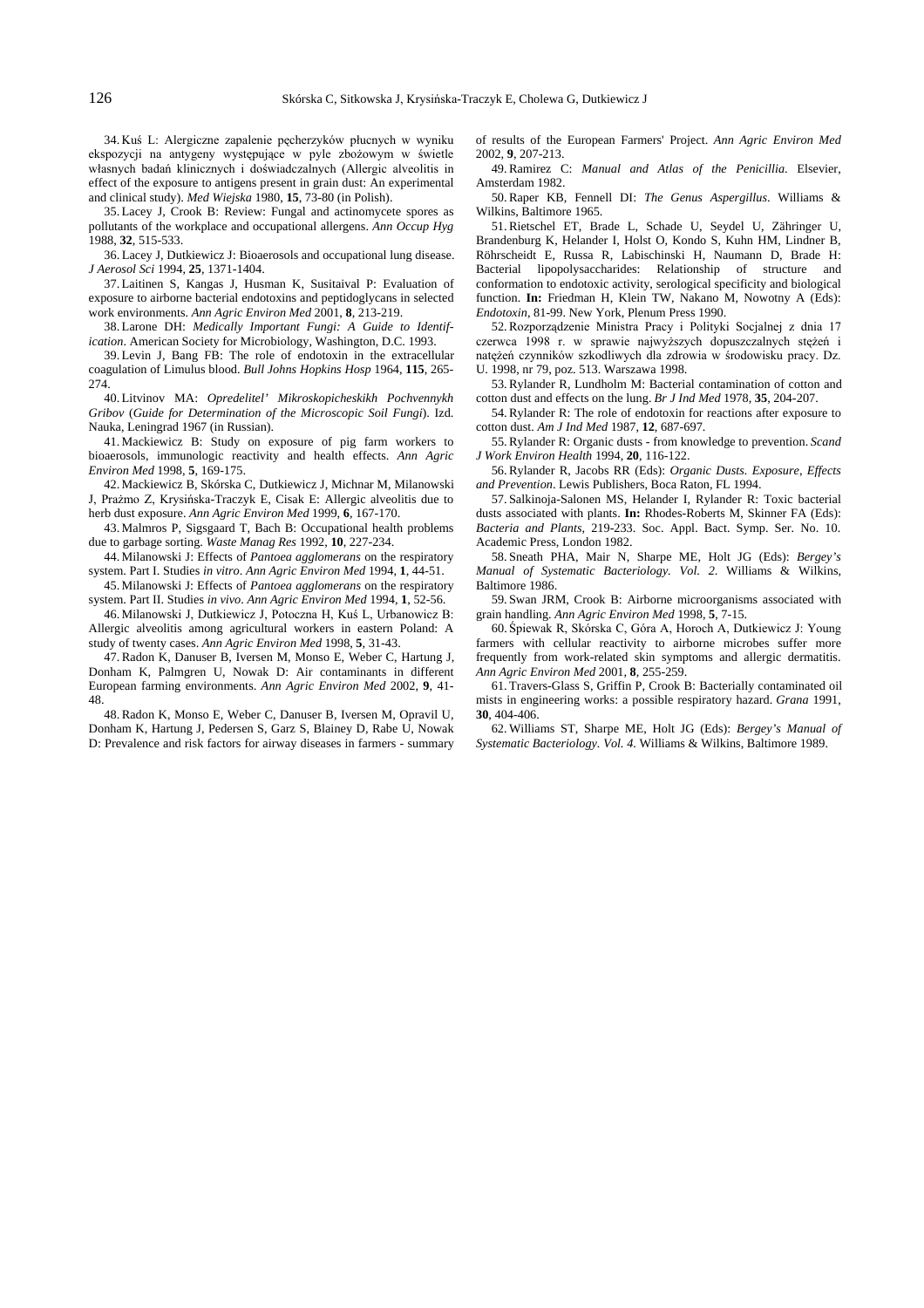34. Kuś L: Alergiczne zapalenie pęcherzyków płucnych w wyniku ekspozycji na antygeny występujące w pyle zbożowym w świetle własnych badań klinicznych i doświadczalnych (Allergic alveolitis in effect of the exposure to antigens present in grain dust: An experimental and clinical study). *Med Wiejska* 1980, **15**, 73-80 (in Polish).

35. Lacey J, Crook B: Review: Fungal and actinomycete spores as pollutants of the workplace and occupational allergens. *Ann Occup Hyg* 1988, **32**, 515-533.

36. Lacey J, Dutkiewicz J: Bioaerosols and occupational lung disease. *J Aerosol Sci* 1994, **25**, 1371-1404.

37. Laitinen S, Kangas J, Husman K, Susitaival P: Evaluation of exposure to airborne bacterial endotoxins and peptidoglycans in selected work environments. *Ann Agric Environ Med* 2001, **8**, 213-219.

38. Larone DH: *Medically Important Fungi: A Guide to Identification*. American Society for Microbiology, Washington, D.C. 1993.

39. Levin J, Bang FB: The role of endotoxin in the extracellular coagulation of Limulus blood. *Bull Johns Hopkins Hosp* 1964, **115**, 265-274.

40. Litvinov MA: *Opredelitel' Mikroskopicheskikh Pochvennykh Gribov* (*Guide for Determination of the Microscopic Soil Fungi*). Izd. Nauka, Leningrad 1967 (in Russian).

41. Mackiewicz B: Study on exposure of pig farm workers to bioaerosols, immunologic reactivity and health effects. *Ann Agric Environ Med* 1998, **5**, 169-175.

42. Mackiewicz B, Skórska C, Dutkiewicz J, Michnar M, Milanowski J, Prażmo Z, Krysińska-Traczyk E, Cisak E: Allergic alveolitis due to herb dust exposure. *Ann Agric Environ Med* 1999, **6**, 167-170.

43. Malmros P, Sigsgaard T, Bach B: Occupational health problems due to garbage sorting. *Waste Manag Res* 1992, **10**, 227-234.

44. Milanowski J: Effects of *Pantoea agglomerans* on the respiratory system. Part I. Studies *in vitro*. *Ann Agric Environ Med* 1994, **1**, 44-51.

45. Milanowski J: Effects of *Pantoea agglomerans* on the respiratory system. Part II. Studies *in vivo*. *Ann Agric Environ Med* 1994, **1**, 52-56.

46. Milanowski J, Dutkiewicz J, Potoczna H, Kuś L, Urbanowicz B: Allergic alveolitis among agricultural workers in eastern Poland: A study of twenty cases. *Ann Agric Environ Med* 1998, **5**, 31-43.

47. Radon K, Danuser B, Iversen M, Monso E, Weber C, Hartung J, Donham K, Palmgren U, Nowak D: Air contaminants in different European farming environments. *Ann Agric Environ Med* 2002, **9**, 41-48.

48. Radon K, Monso E, Weber C, Danuser B, Iversen M, Opravil U, Donham K, Hartung J, Pedersen S, Garz S, Blainey D, Rabe U, Nowak D: Prevalence and risk factors for airway diseases in farmers - summary of results of the European Farmers' Project. *Ann Agric Environ Med* 2002, **9**, 207-213.

49. Ramirez C: *Manual and Atlas of the Penicillia*. Elsevier, Amsterdam 1982.

50. Raper KB, Fennell DI: *The Genus Aspergillus*. Williams & Wilkins, Baltimore 1965.

51. Rietschel ET, Brade L, Schade U, Seydel U, Zähringer U, Brandenburg K, Helander I, Holst O, Kondo S, Kuhn HM, Lindner B, Röhrscheidt E, Russa R, Labischinski H, Naumann D, Brade H: Bacterial lipopolysaccharides: Relationship of structure and conformation to endotoxic activity, serological specificity and biological function. **In:** Friedman H, Klein TW, Nakano M, Nowotny A (Eds): *Endotoxin*, 81-99. New York, Plenum Press 1990.

52. Rozporządzenie Ministra Pracy i Polityki Socjalnej z dnia 17 czerwca 1998 r. w sprawie najwyższych dopuszczalnych stężeń i natężeń czynników szkodliwych dla zdrowia w środowisku pracy. Dz. U. 1998, nr 79, poz. 513. Warszawa 1998.

53. Rylander R, Lundholm M: Bacterial contamination of cotton and cotton dust and effects on the lung. *Br J Ind Med* 1978, **35**, 204-207.

54. Rylander R: The role of endotoxin for reactions after exposure to cotton dust. *Am J Ind Med* 1987, **12**, 687-697.

55. Rylander R: Organic dusts - from knowledge to prevention. *Scand J Work Environ Health* 1994, **20**, 116-122.

56. Rylander R, Jacobs RR (Eds): *Organic Dusts. Exposure, Effects and Prevention*. Lewis Publishers, Boca Raton, FL 1994.

57. Salkinoja-Salonen MS, Helander I, Rylander R: Toxic bacterial dusts associated with plants. **In:** Rhodes-Roberts M, Skinner FA (Eds): *Bacteria and Plants*, 219-233. Soc. Appl. Bact. Symp. Ser. No. 10. Academic Press, London 1982.

58. Sneath PHA, Mair N, Sharpe ME, Holt JG (Eds): *Bergey's Manual of Systematic Bacteriology. Vol. 2*. Williams & Wilkins, Baltimore 1986.

59. Swan JRM, Crook B: Airborne microorganisms associated with grain handling. *Ann Agric Environ Med* 1998, **5**, 7-15.

60. Śpiewak R, Skórska C, Góra A, Horoch A, Dutkiewicz J: Young farmers with cellular reactivity to airborne microbes suffer more frequently from work-related skin symptoms and allergic dermatitis. *Ann Agric Environ Med* 2001, **8**, 255-259.

61. Travers-Glass S, Griffin P, Crook B: Bacterially contaminated oil mists in engineering works: a possible respiratory hazard. *Grana* 1991, **30**, 404-406.

62. Williams ST, Sharpe ME, Holt JG (Eds): *Bergey's Manual of Systematic Bacteriology. Vol. 4*. Williams & Wilkins, Baltimore 1989.